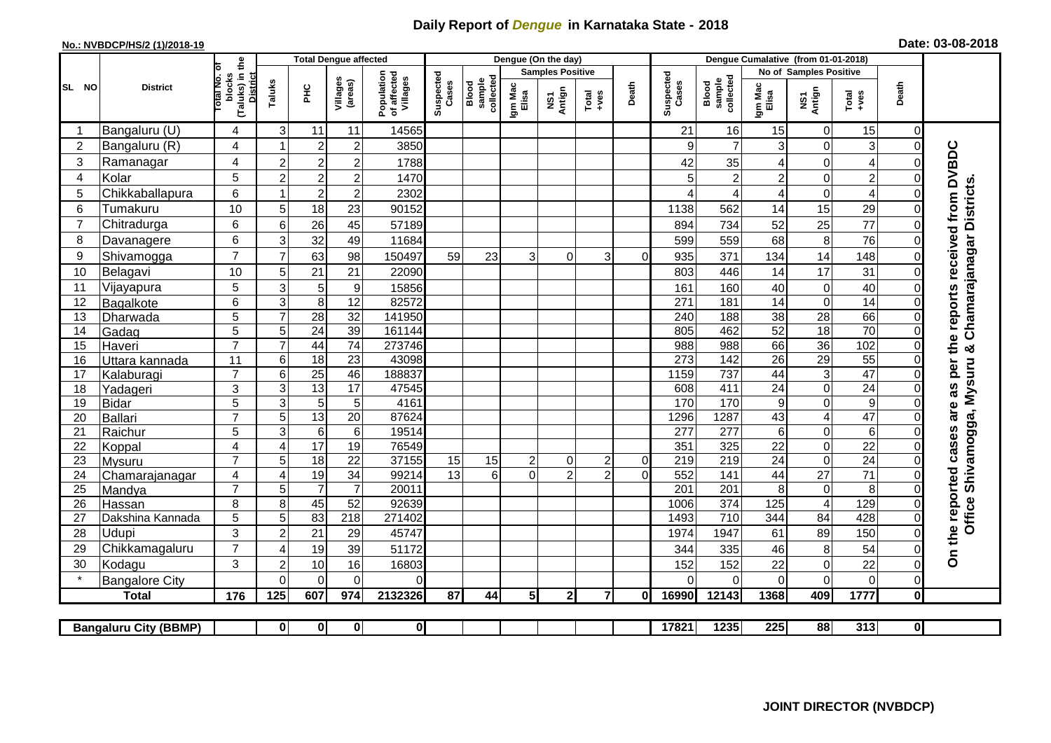# Daily Report of *Dengue* in Karnataka State - 2018

**No.: NVBDCP/HS/2 (1)/2018-19**

**Date: 03-08-2018**

| SL NO | District | Total No. of blocks (Taluks) in the District | Total Dengue affected | | | | Dengue (On the day) | | | | | | | Dengue Cumalative (from 01-01-2018) | | | | | | | |
|---|---|---|---|---|---|---|---|---|---|---|---|---|---|---|---|---|---|---|---|---|
| | | | Taluks | PHC | Villages (areas) | Population of affected Villages | Suspected Cases | Blood sample collected | Samples Positive | | | Death | Suspected Cases | Blood sample collected | No of Samples Positive | | | Death | |
| | | | | | | | | | Igm Mac Elisa | NS1 Antign | Total +ves | | | | Igm Mac Elisa | NS1 Antign | Total +ves | | |
| 1 | Bangaluru (U) | 4 | 3 | 11 | 11 | 14565 | | | | | | | 21 | 16 | 15 | 0 | 15 | 0 | On the reported cases are as per the reports received from DVBDC Office Shivamogga, Mysuru & Chamarajanagar Districts. |
| 2 | Bangaluru (R) | 4 | 1 | 2 | 2 | 3850 | | | | | | | 9 | 7 | 3 | 0 | 3 | 0 | |
| 3 | Ramanagar | 4 | 2 | 2 | 2 | 1788 | | | | | | | 42 | 35 | 4 | 0 | 4 | 0 | |
| 4 | Kolar | 5 | 2 | 2 | 2 | 1470 | | | | | | | 5 | 2 | 2 | 0 | 2 | 0 | |
| 5 | Chikkaballapura | 6 | 1 | 2 | 2 | 2302 | | | | | | | 4 | 4 | 4 | 0 | 4 | 0 | |
| 6 | Tumakuru | 10 | 5 | 18 | 23 | 90152 | | | | | | | 1138 | 562 | 14 | 15 | 29 | 0 | |
| 7 | Chitradurga | 6 | 6 | 26 | 45 | 57189 | | | | | | | 894 | 734 | 52 | 25 | 77 | 0 | |
| 8 | Davanagere | 6 | 3 | 32 | 49 | 11684 | | | | | | | 599 | 559 | 68 | 8 | 76 | 0 | |
| 9 | Shivamogga | 7 | 7 | 63 | 98 | 150497 | 59 | 23 | 3 | 0 | 3 | 0 | 935 | 371 | 134 | 14 | 148 | 0 | |
| 10 | Belagavi | 10 | 5 | 21 | 21 | 22090 | | | | | | | 803 | 446 | 14 | 17 | 31 | 0 | |
| 11 | Vijayapura | 5 | 3 | 5 | 9 | 15856 | | | | | | | 161 | 160 | 40 | 0 | 40 | 0 | |
| 12 | Bagalkote | 6 | 3 | 8 | 12 | 82572 | | | | | | | 271 | 181 | 14 | 0 | 14 | 0 | |
| 13 | Dharwada | 5 | 7 | 28 | 32 | 141950 | | | | | | | 240 | 188 | 38 | 28 | 66 | 0 | |
| 14 | Gadag | 5 | 5 | 24 | 39 | 161144 | | | | | | | 805 | 462 | 52 | 18 | 70 | 0 | |
| 15 | Haveri | 7 | 7 | 44 | 74 | 273746 | | | | | | | 988 | 988 | 66 | 36 | 102 | 0 | |
| 16 | Uttara kannada | 11 | 6 | 18 | 23 | 43098 | | | | | | | 273 | 142 | 26 | 29 | 55 | 0 | |
| 17 | Kalaburagi | 7 | 6 | 25 | 46 | 188837 | | | | | | | 1159 | 737 | 44 | 3 | 47 | 0 | |
| 18 | Yadageri | 3 | 3 | 13 | 17 | 47545 | | | | | | | 608 | 411 | 24 | 0 | 24 | 0 | |
| 19 | Bidar | 5 | 3 | 5 | 5 | 4161 | | | | | | | 170 | 170 | 9 | 0 | 9 | 0 | |
| 20 | Ballari | 7 | 5 | 13 | 20 | 87624 | | | | | | | 1296 | 1287 | 43 | 4 | 47 | 0 | |
| 21 | Raichur | 5 | 3 | 6 | 6 | 19514 | | | | | | | 277 | 277 | 6 | 0 | 6 | 0 | |
| 22 | Koppal | 4 | 4 | 17 | 19 | 76549 | | | | | | | 351 | 325 | 22 | 0 | 22 | 0 | |
| 23 | Mysuru | 7 | 5 | 18 | 22 | 37155 | 15 | 15 | 2 | 0 | 2 | 0 | 219 | 219 | 24 | 0 | 24 | 0 | |
| 24 | Chamarajanagar | 4 | 4 | 19 | 34 | 99214 | 13 | 6 | 0 | 2 | 2 | 0 | 552 | 141 | 44 | 27 | 71 | 0 | |
| 25 | Mandya | 7 | 5 | 7 | 7 | 20011 | | | | | | | 201 | 201 | 8 | 0 | 8 | 0 | |
| 26 | Hassan | 8 | 8 | 45 | 52 | 92639 | | | | | | | 1006 | 374 | 125 | 4 | 129 | 0 | |
| 27 | Dakshina Kannada | 5 | 5 | 83 | 218 | 271402 | | | | | | | 1493 | 710 | 344 | 84 | 428 | 0 | |
| 28 | Udupi | 3 | 2 | 21 | 29 | 45747 | | | | | | | 1974 | 1947 | 61 | 89 | 150 | 0 | |
| 29 | Chikkamagaluru | 7 | 4 | 19 | 39 | 51172 | | | | | | | 344 | 335 | 46 | 8 | 54 | 0 | |
| 30 | Kodagu | 3 | 2 | 10 | 16 | 16803 | | | | | | | 152 | 152 | 22 | 0 | 22 | 0 | |
| * | Bangalore City | | 0 | 0 | 0 | 0 | | | | | | | 0 | 0 | 0 | 0 | 0 | 0 | |
| | **Total** | **176** | **125** | **607** | **974** | **2132326** | **87** | **44** | **5** | **2** | **7** | **0** | **16990** | **12143** | **1368** | **409** | **1777** | **0** | |

| Bangaluru City (BBMP) | | 0 | 0 | 0 | 0 | | | | | | | 17821 | 1235 | 225 | 88 | 313 | 0 |
|---|---|---|---|---|---|---|---|---|---|---|---|---|---|---|---|---|---|

**JOINT DIRECTOR (NVBDCP)**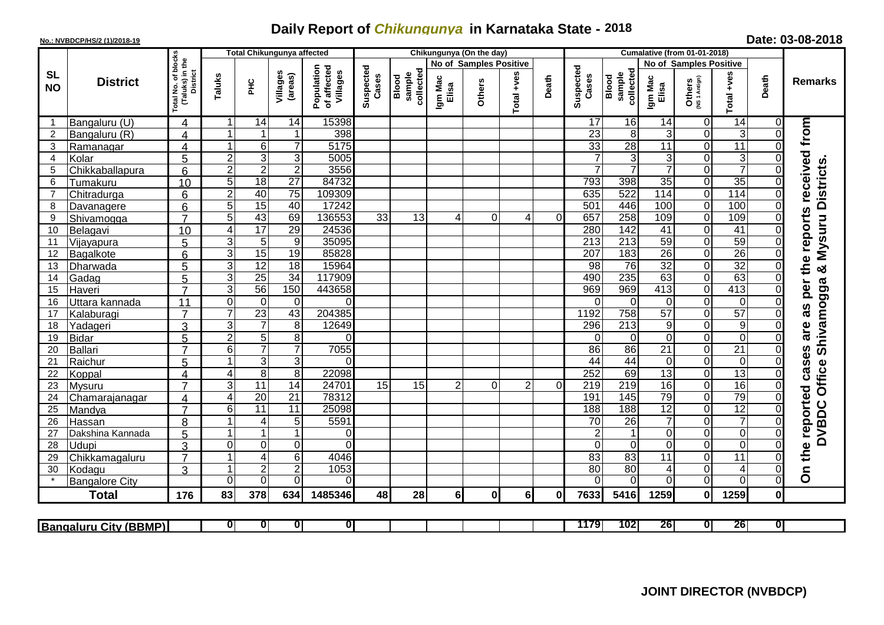# Daily Report of *Chikungunya* in Karnataka State - 2018

**No.: NVBDCP/HS/2 (1)/2018-19**

**Date: 03-08-2018**

| SL NO | District | Total No. of blocks (Taluks) in the District | Total Chikungunya affected | | | | Chikungunya (On the day) | | | | | | | Cumalative (from 01-01-2018) | | | | | | | Remarks |
|---|---|---|---|---|---|---|---|---|---|---|---|---|---|---|---|---|---|---|---|---|---|
| | | | Taluks | PHC | Villages (areas) | Population of affected Villages | Suspected Cases | Blood sample collected | No of Samples Positive | | | Death | Suspected Cases | Blood sample collected | No of Samples Positive | | | Death | |
| | | | | | | | | | Igm Mac Elisa | Others | Total +ves | | | | Igm Mac Elisa | Others (NS 1 Antign) | Total +ves | | |
| 1 | Bangaluru (U) | 4 | 1 | 14 | 14 | 15398 | | | | | | | 17 | 16 | 14 | 0 | 14 | 0 | On the reported cases are as per the reports received from DVBDC Office Shivamogga & Mysuru Districts. |
| 2 | Bangaluru (R) | 4 | 1 | 1 | 1 | 398 | | | | | | | 23 | 8 | 3 | 0 | 3 | 0 | |
| 3 | Ramanagar | 4 | 1 | 6 | 7 | 5175 | | | | | | | 33 | 28 | 11 | 0 | 11 | 0 | |
| 4 | Kolar | 5 | 2 | 3 | 3 | 5005 | | | | | | | 7 | 3 | 3 | 0 | 3 | 0 | |
| 5 | Chikkaballapura | 6 | 2 | 2 | 2 | 3556 | | | | | | | 7 | 7 | 7 | 0 | 7 | 0 | |
| 6 | Tumakuru | 10 | 5 | 18 | 27 | 84732 | | | | | | | 793 | 398 | 35 | 0 | 35 | 0 | |
| 7 | Chitradurga | 6 | 2 | 40 | 75 | 109309 | | | | | | | 635 | 522 | 114 | 0 | 114 | 0 | |
| 8 | Davanagere | 6 | 5 | 15 | 40 | 17242 | | | | | | | 501 | 446 | 100 | 0 | 100 | 0 | |
| 9 | Shivamogga | 7 | 5 | 43 | 69 | 136553 | 33 | 13 | 4 | 0 | 4 | 0 | 657 | 258 | 109 | 0 | 109 | 0 | |
| 10 | Belagavi | 10 | 4 | 17 | 29 | 24536 | | | | | | | 280 | 142 | 41 | 0 | 41 | 0 | |
| 11 | Vijayapura | 5 | 3 | 5 | 9 | 35095 | | | | | | | 213 | 213 | 59 | 0 | 59 | 0 | |
| 12 | Bagalkote | 6 | 3 | 15 | 19 | 85828 | | | | | | | 207 | 183 | 26 | 0 | 26 | 0 | |
| 13 | Dharwada | 5 | 3 | 12 | 18 | 15964 | | | | | | | 98 | 76 | 32 | 0 | 32 | 0 | |
| 14 | Gadag | 5 | 3 | 25 | 34 | 117909 | | | | | | | 490 | 235 | 63 | 0 | 63 | 0 | |
| 15 | Haveri | 7 | 3 | 56 | 150 | 443658 | | | | | | | 969 | 969 | 413 | 0 | 413 | 0 | |
| 16 | Uttara kannada | 11 | 0 | 0 | 0 | 0 | | | | | | | 0 | 0 | 0 | 0 | 0 | 0 | |
| 17 | Kalaburagi | 7 | 7 | 23 | 43 | 204385 | | | | | | | 1192 | 758 | 57 | 0 | 57 | 0 | |
| 18 | Yadageri | 3 | 3 | 7 | 8 | 12649 | | | | | | | 296 | 213 | 9 | 0 | 9 | 0 | |
| 19 | Bidar | 5 | 2 | 5 | 8 | 0 | | | | | | | 0 | 0 | 0 | 0 | 0 | 0 | |
| 20 | Ballari | 7 | 6 | 7 | 7 | 7055 | | | | | | | 86 | 86 | 21 | 0 | 21 | 0 | |
| 21 | Raichur | 5 | 1 | 3 | 3 | 0 | | | | | | | 44 | 44 | 0 | 0 | 0 | 0 | |
| 22 | Koppal | 4 | 4 | 8 | 8 | 22098 | | | | | | | 252 | 69 | 13 | 0 | 13 | 0 | |
| 23 | Mysuru | 7 | 3 | 11 | 14 | 24701 | 15 | 15 | 2 | 0 | 2 | 0 | 219 | 219 | 16 | 0 | 16 | 0 | |
| 24 | Chamarajanagar | 4 | 4 | 20 | 21 | 78312 | | | | | | | 191 | 145 | 79 | 0 | 79 | 0 | |
| 25 | Mandya | 7 | 6 | 11 | 11 | 25098 | | | | | | | 188 | 188 | 12 | 0 | 12 | 0 | |
| 26 | Hassan | 8 | 1 | 4 | 5 | 5591 | | | | | | | 70 | 26 | 7 | 0 | 7 | 0 | |
| 27 | Dakshina Kannada | 5 | 1 | 1 | 1 | 0 | | | | | | | 2 | 1 | 0 | 0 | 0 | 0 | |
| 28 | Udupi | 3 | 0 | 0 | 0 | 0 | | | | | | | 0 | 0 | 0 | 0 | 0 | 0 | |
| 29 | Chikkamagaluru | 7 | 1 | 4 | 6 | 4046 | | | | | | | 83 | 83 | 11 | 0 | 11 | 0 | |
| 30 | Kodagu | 3 | 1 | 2 | 2 | 1053 | | | | | | | 80 | 80 | 4 | 0 | 4 | 0 | |
| * | Bangalore City | | 0 | 0 | 0 | 0 | | | | | | | 0 | 0 | 0 | 0 | 0 | 0 | |
| | **Total** | **176** | **83** | **378** | **634** | **1485346** | **48** | **28** | **6** | **0** | **6** | **0** | **7633** | **5416** | **1259** | **0** | **1259** | **0** | |

| | | | | | | | | | | | | | | | | | | | |
|---|---|---|---|---|---|---|---|---|---|---|---|---|---|---|---|---|---|---|---|
| **Bangaluru City (BBMP)** | | 0 | 0 | 0 | 0 | | | | | | | 1179 | 102 | 26 | 0 | 26 | 0 | |

**JOINT DIRECTOR (NVBDCP)**